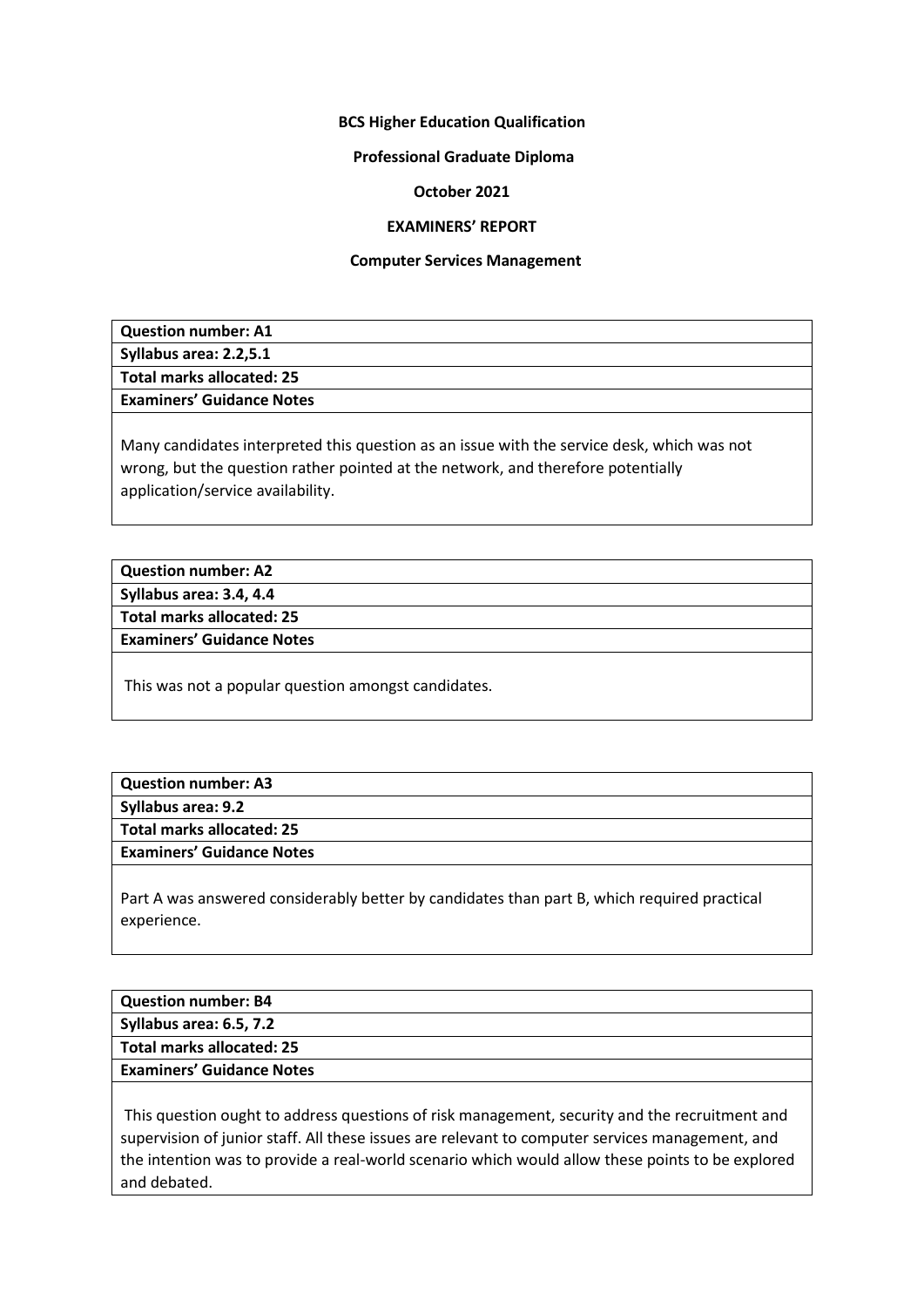**BCS Higher Education Qualification**

**Professional Graduate Diploma**

**October 2021**

**EXAMINERS' REPORT**

**Computer Services Management**

| **Question number: A1** |
|---|
| **Syllabus area: 2.2,5.1** |
| **Total marks allocated: 25** |
| **Examiners' Guidance Notes** |
| Many candidates interpreted this question as an issue with the service desk, which was not wrong, but the question rather pointed at the network, and therefore potentially application/service availability. |

| **Question number: A2** |
|---|
| **Syllabus area: 3.4, 4.4** |
| **Total marks allocated: 25** |
| **Examiners' Guidance Notes** |
| This was not a popular question amongst candidates. |

| **Question number: A3** |
|---|
| **Syllabus area: 9.2** |
| **Total marks allocated: 25** |
| **Examiners' Guidance Notes** |
| Part A was answered considerably better by candidates than part B, which required practical experience. |

| **Question number: B4** |
|---|
| **Syllabus area: 6.5, 7.2** |
| **Total marks allocated: 25** |
| **Examiners' Guidance Notes** |
| This question ought to address questions of risk management, security and the recruitment and supervision of junior staff. All these issues are relevant to computer services management, and the intention was to provide a real-world scenario which would allow these points to be explored and debated. |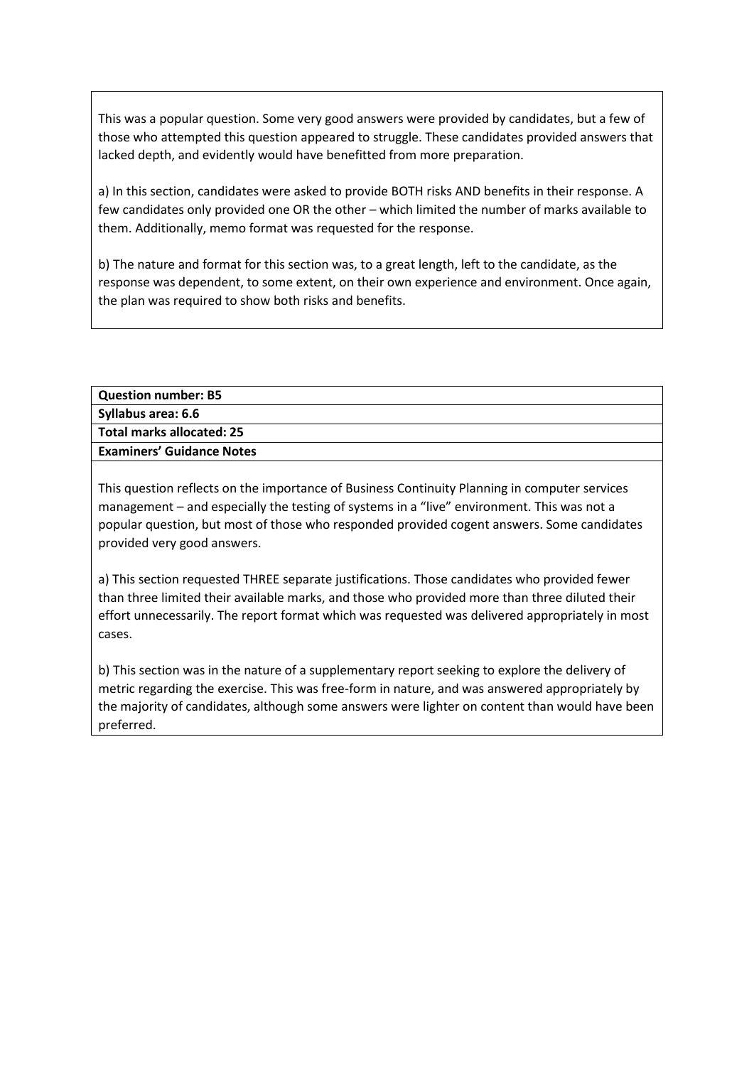This was a popular question. Some very good answers were provided by candidates, but a few of those who attempted this question appeared to struggle. These candidates provided answers that lacked depth, and evidently would have benefitted from more preparation.

a) In this section, candidates were asked to provide BOTH risks AND benefits in their response. A few candidates only provided one OR the other – which limited the number of marks available to them. Additionally, memo format was requested for the response.

b) The nature and format for this section was, to a great length, left to the candidate, as the response was dependent, to some extent, on their own experience and environment. Once again, the plan was required to show both risks and benefits.

| |
|---|
| **Question number: B5** |
| **Syllabus area: 6.6** |
| **Total marks allocated: 25** |
| **Examiners' Guidance Notes** |

This question reflects on the importance of Business Continuity Planning in computer services management – and especially the testing of systems in a "live" environment. This was not a popular question, but most of those who responded provided cogent answers. Some candidates provided very good answers.

a) This section requested THREE separate justifications. Those candidates who provided fewer than three limited their available marks, and those who provided more than three diluted their effort unnecessarily. The report format which was requested was delivered appropriately in most cases.

b) This section was in the nature of a supplementary report seeking to explore the delivery of metric regarding the exercise. This was free-form in nature, and was answered appropriately by the majority of candidates, although some answers were lighter on content than would have been preferred.